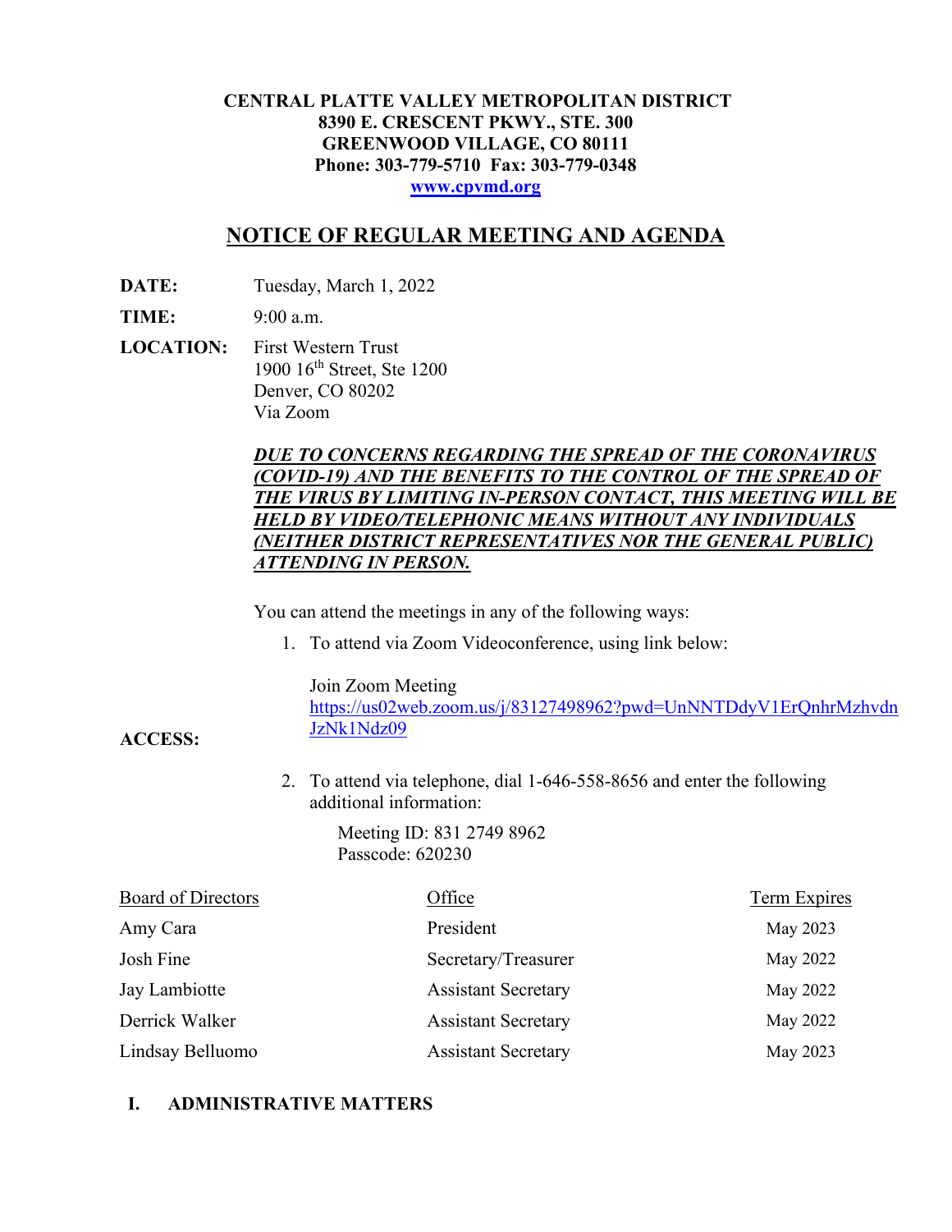**CENTRAL PLATTE VALLEY METROPOLITAN DISTRICT**
**8390 E. CRESCENT PKWY., STE. 300**
**GREENWOOD VILLAGE, CO 80111**
**Phone: 303-779-5710 Fax: 303-779-0348**
**www.cpvmd.org**

# NOTICE OF REGULAR MEETING AND AGENDA

**DATE:** Tuesday, March 1, 2022

**TIME:** 9:00 a.m.

**LOCATION:** First Western Trust
1900 16th Street, Ste 1200
Denver, CO 80202
Via Zoom

***DUE TO CONCERNS REGARDING THE SPREAD OF THE CORONAVIRUS (COVID-19) AND THE BENEFITS TO THE CONTROL OF THE SPREAD OF THE VIRUS BY LIMITING IN-PERSON CONTACT, THIS MEETING WILL BE HELD BY VIDEO/TELEPHONIC MEANS WITHOUT ANY INDIVIDUALS (NEITHER DISTRICT REPRESENTATIVES NOR THE GENERAL PUBLIC) ATTENDING IN PERSON.***

**ACCESS:**

You can attend the meetings in any of the following ways:

1. To attend via Zoom Videoconference, using link below:

   Join Zoom Meeting
   https://us02web.zoom.us/j/83127498962?pwd=UnNNTDdyV1ErQnhrMzhvdnJzNk1Ndz09

2. To attend via telephone, dial 1-646-558-8656 and enter the following additional information:

   Meeting ID: 831 2749 8962
   Passcode: 620230

| Board of Directors | Office | Term Expires |
|---|---|---|
| Amy Cara | President | May 2023 |
| Josh Fine | Secretary/Treasurer | May 2022 |
| Jay Lambiotte | Assistant Secretary | May 2022 |
| Derrick Walker | Assistant Secretary | May 2022 |
| Lindsay Belluomo | Assistant Secretary | May 2023 |

## I. ADMINISTRATIVE MATTERS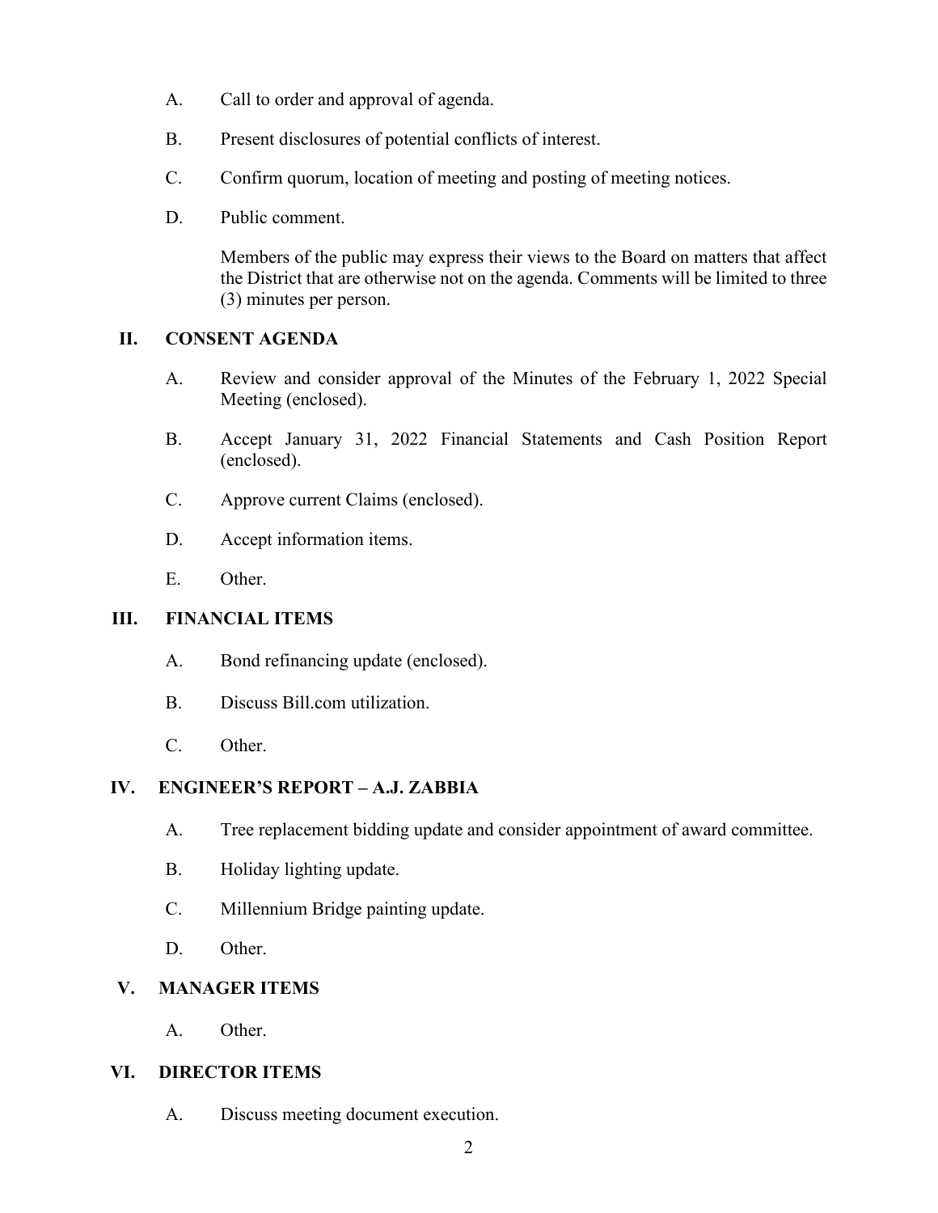A. Call to order and approval of agenda.

B. Present disclosures of potential conflicts of interest.

C. Confirm quorum, location of meeting and posting of meeting notices.

D. Public comment.

Members of the public may express their views to the Board on matters that affect the District that are otherwise not on the agenda. Comments will be limited to three (3) minutes per person.

## II. CONSENT AGENDA

A. Review and consider approval of the Minutes of the February 1, 2022 Special Meeting (enclosed).

B. Accept January 31, 2022 Financial Statements and Cash Position Report (enclosed).

C. Approve current Claims (enclosed).

D. Accept information items.

E. Other.

## III. FINANCIAL ITEMS

A. Bond refinancing update (enclosed).

B. Discuss Bill.com utilization.

C. Other.

## IV. ENGINEER'S REPORT – A.J. ZABBIA

A. Tree replacement bidding update and consider appointment of award committee.

B. Holiday lighting update.

C. Millennium Bridge painting update.

D. Other.

## V. MANAGER ITEMS

A. Other.

## VI. DIRECTOR ITEMS

A. Discuss meeting document execution.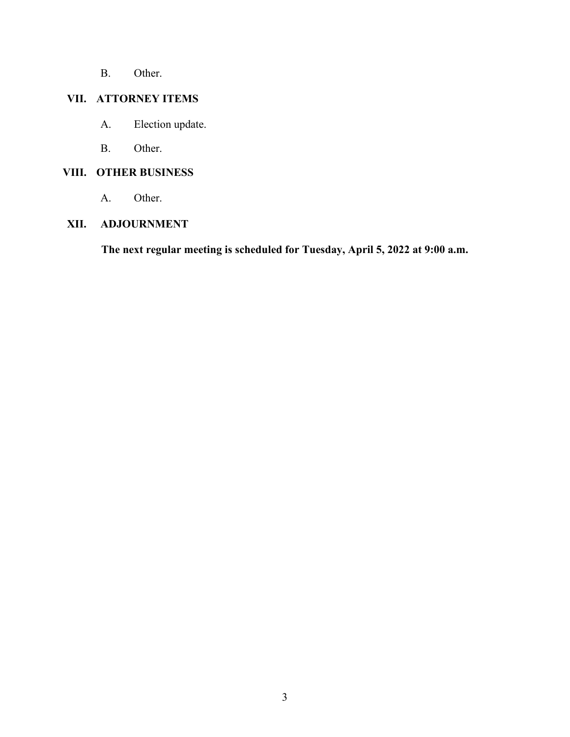B. Other.

## VII. ATTORNEY ITEMS

A. Election update.

B. Other.

## VIII. OTHER BUSINESS

A. Other.

## XII. ADJOURNMENT

**The next regular meeting is scheduled for Tuesday, April 5, 2022 at 9:00 a.m.**